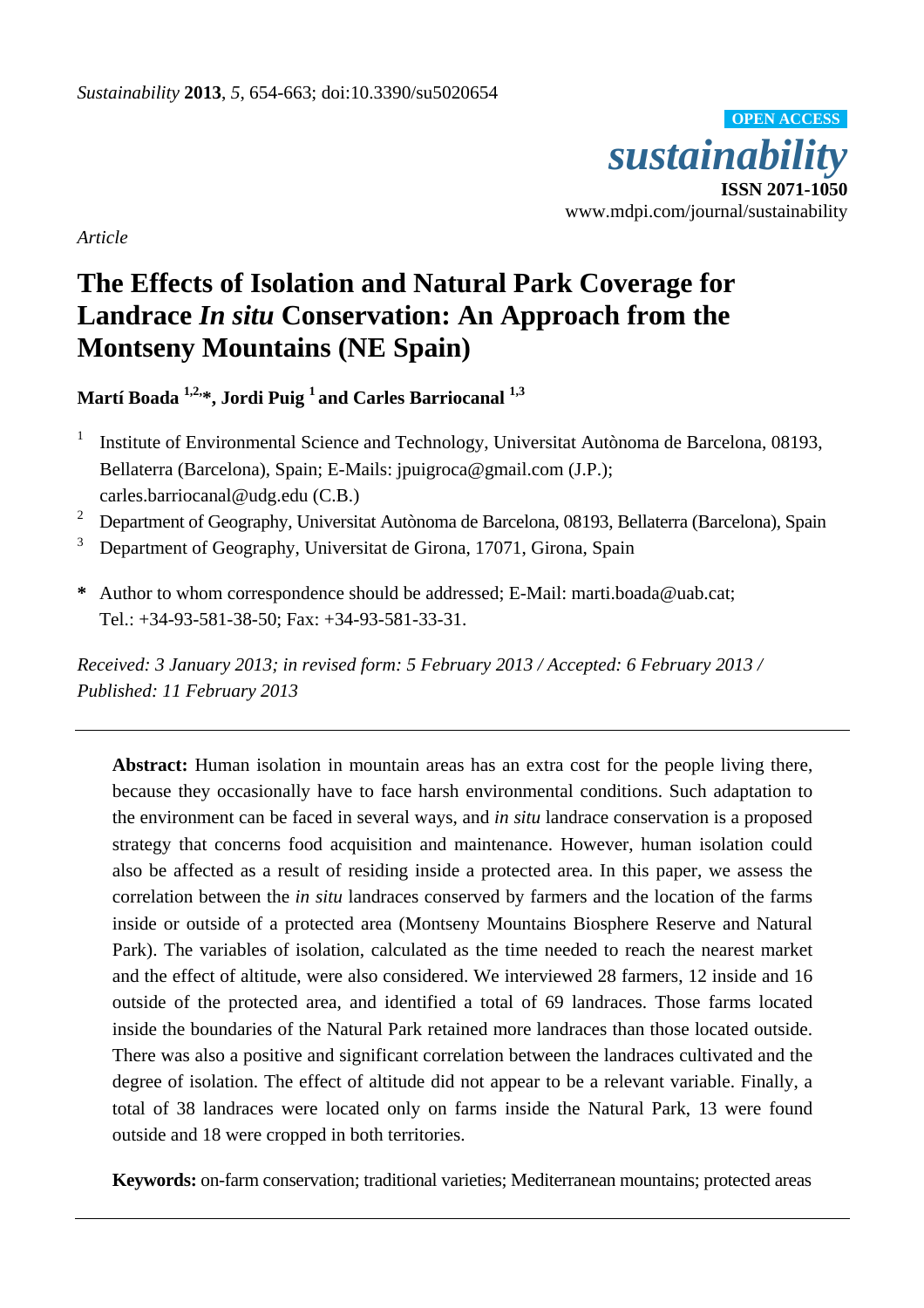*Sustainability* **2013**, *5*, 654-663; doi:10.3390/su5020654

OPEN ACCESS

***sustainability***

**ISSN 2071-1050**

www.mdpi.com/journal/sustainability

*Article*

# The Effects of Isolation and Natural Park Coverage for Landrace *In situ* Conservation: An Approach from the Montseny Mountains (NE Spain)

**Martí Boada [1,2,]*, Jordi Puig [1] and Carles Barriocanal [1,3]**

1. Institute of Environmental Science and Technology, Universitat Autònoma de Barcelona, 08193, Bellaterra (Barcelona), Spain; E-Mails: jpuigroca@gmail.com (J.P.); carles.barriocanal@udg.edu (C.B.)
2. Department of Geography, Universitat Autònoma de Barcelona, 08193, Bellaterra (Barcelona), Spain
3. Department of Geography, Universitat de Girona, 17071, Girona, Spain

**\*** Author to whom correspondence should be addressed; E-Mail: marti.boada@uab.cat; Tel.: +34-93-581-38-50; Fax: +34-93-581-33-31.

*Received: 3 January 2013; in revised form: 5 February 2013 / Accepted: 6 February 2013 / Published: 11 February 2013*

---

**Abstract:** Human isolation in mountain areas has an extra cost for the people living there, because they occasionally have to face harsh environmental conditions. Such adaptation to the environment can be faced in several ways, and *in situ* landrace conservation is a proposed strategy that concerns food acquisition and maintenance. However, human isolation could also be affected as a result of residing inside a protected area. In this paper, we assess the correlation between the *in situ* landraces conserved by farmers and the location of the farms inside or outside of a protected area (Montseny Mountains Biosphere Reserve and Natural Park). The variables of isolation, calculated as the time needed to reach the nearest market and the effect of altitude, were also considered. We interviewed 28 farmers, 12 inside and 16 outside of the protected area, and identified a total of 69 landraces. Those farms located inside the boundaries of the Natural Park retained more landraces than those located outside. There was also a positive and significant correlation between the landraces cultivated and the degree of isolation. The effect of altitude did not appear to be a relevant variable. Finally, a total of 38 landraces were located only on farms inside the Natural Park, 13 were found outside and 18 were cropped in both territories.

**Keywords:** on-farm conservation; traditional varieties; Mediterranean mountains; protected areas

---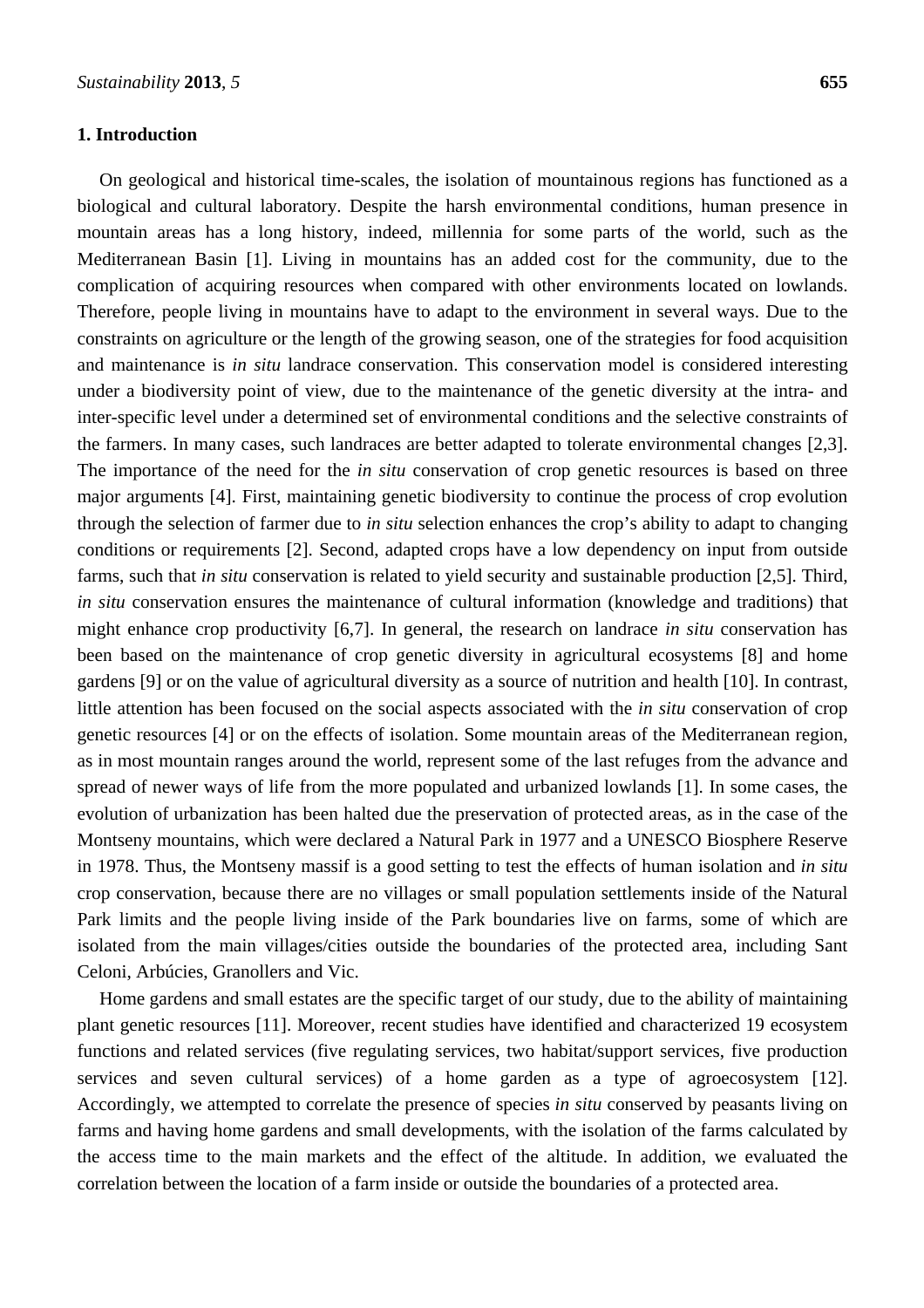## 1. Introduction

On geological and historical time-scales, the isolation of mountainous regions has functioned as a biological and cultural laboratory. Despite the harsh environmental conditions, human presence in mountain areas has a long history, indeed, millennia for some parts of the world, such as the Mediterranean Basin [1]. Living in mountains has an added cost for the community, due to the complication of acquiring resources when compared with other environments located on lowlands. Therefore, people living in mountains have to adapt to the environment in several ways. Due to the constraints on agriculture or the length of the growing season, one of the strategies for food acquisition and maintenance is *in situ* landrace conservation. This conservation model is considered interesting under a biodiversity point of view, due to the maintenance of the genetic diversity at the intra- and inter-specific level under a determined set of environmental conditions and the selective constraints of the farmers. In many cases, such landraces are better adapted to tolerate environmental changes [2,3]. The importance of the need for the *in situ* conservation of crop genetic resources is based on three major arguments [4]. First, maintaining genetic biodiversity to continue the process of crop evolution through the selection of farmer due to *in situ* selection enhances the crop's ability to adapt to changing conditions or requirements [2]. Second, adapted crops have a low dependency on input from outside farms, such that *in situ* conservation is related to yield security and sustainable production [2,5]. Third, *in situ* conservation ensures the maintenance of cultural information (knowledge and traditions) that might enhance crop productivity [6,7]. In general, the research on landrace *in situ* conservation has been based on the maintenance of crop genetic diversity in agricultural ecosystems [8] and home gardens [9] or on the value of agricultural diversity as a source of nutrition and health [10]. In contrast, little attention has been focused on the social aspects associated with the *in situ* conservation of crop genetic resources [4] or on the effects of isolation. Some mountain areas of the Mediterranean region, as in most mountain ranges around the world, represent some of the last refuges from the advance and spread of newer ways of life from the more populated and urbanized lowlands [1]. In some cases, the evolution of urbanization has been halted due the preservation of protected areas, as in the case of the Montseny mountains, which were declared a Natural Park in 1977 and a UNESCO Biosphere Reserve in 1978. Thus, the Montseny massif is a good setting to test the effects of human isolation and *in situ* crop conservation, because there are no villages or small population settlements inside of the Natural Park limits and the people living inside of the Park boundaries live on farms, some of which are isolated from the main villages/cities outside the boundaries of the protected area, including Sant Celoni, Arbúcies, Granollers and Vic.

Home gardens and small estates are the specific target of our study, due to the ability of maintaining plant genetic resources [11]. Moreover, recent studies have identified and characterized 19 ecosystem functions and related services (five regulating services, two habitat/support services, five production services and seven cultural services) of a home garden as a type of agroecosystem [12]. Accordingly, we attempted to correlate the presence of species *in situ* conserved by peasants living on farms and having home gardens and small developments, with the isolation of the farms calculated by the access time to the main markets and the effect of the altitude. In addition, we evaluated the correlation between the location of a farm inside or outside the boundaries of a protected area.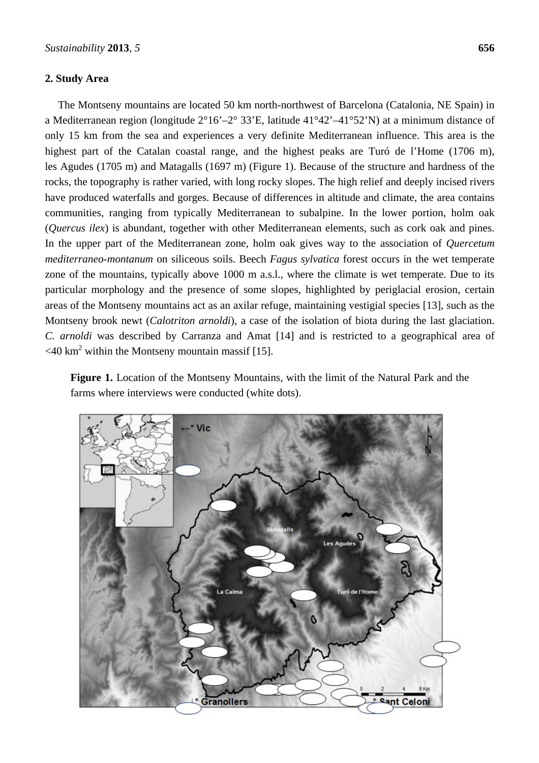## 2. Study Area

The Montseny mountains are located 50 km north-northwest of Barcelona (Catalonia, NE Spain) in a Mediterranean region (longitude 2°16'–2° 33'E, latitude 41°42'–41°52'N) at a minimum distance of only 15 km from the sea and experiences a very definite Mediterranean influence. This area is the highest part of the Catalan coastal range, and the highest peaks are Turó de l'Home (1706 m), les Agudes (1705 m) and Matagalls (1697 m) (Figure 1). Because of the structure and hardness of the rocks, the topography is rather varied, with long rocky slopes. The high relief and deeply incised rivers have produced waterfalls and gorges. Because of differences in altitude and climate, the area contains communities, ranging from typically Mediterranean to subalpine. In the lower portion, holm oak (*Quercus ilex*) is abundant, together with other Mediterranean elements, such as cork oak and pines. In the upper part of the Mediterranean zone, holm oak gives way to the association of *Quercetum mediterraneo-montanum* on siliceous soils. Beech *Fagus sylvatica* forest occurs in the wet temperate zone of the mountains, typically above 1000 m a.s.l., where the climate is wet temperate. Due to its particular morphology and the presence of some slopes, highlighted by periglacial erosion, certain areas of the Montseny mountains act as an axilar refuge, maintaining vestigial species [13], such as the Montseny brook newt (*Calotriton arnoldi*), a case of the isolation of biota during the last glaciation. *C. arnoldi* was described by Carranza and Amat [14] and is restricted to a geographical area of <40 km$^2$ within the Montseny mountain massif [15].

**Figure 1.** Location of the Montseny Mountains, with the limit of the Natural Park and the farms where interviews were conducted (white dots).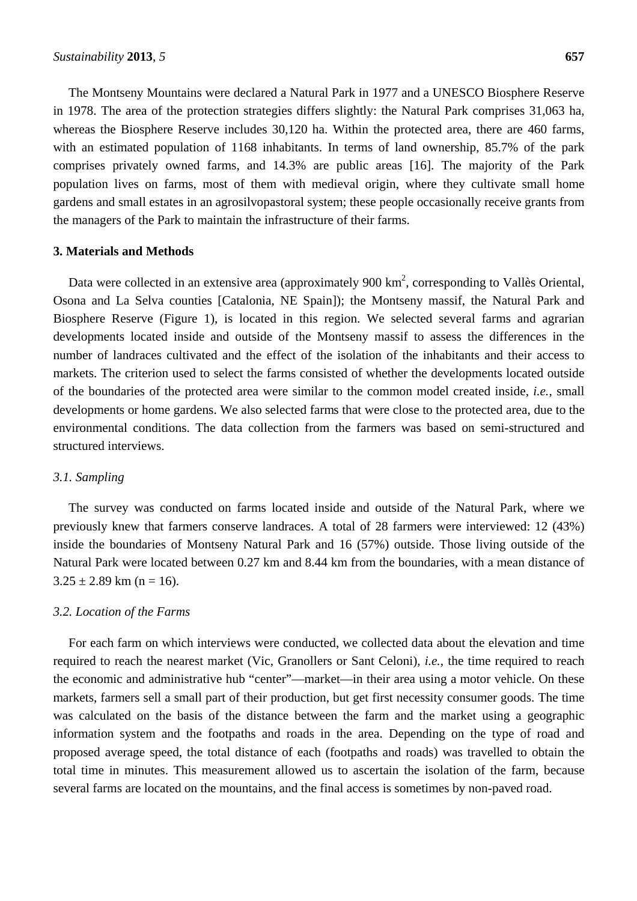The Montseny Mountains were declared a Natural Park in 1977 and a UNESCO Biosphere Reserve in 1978. The area of the protection strategies differs slightly: the Natural Park comprises 31,063 ha, whereas the Biosphere Reserve includes 30,120 ha. Within the protected area, there are 460 farms, with an estimated population of 1168 inhabitants. In terms of land ownership, 85.7% of the park comprises privately owned farms, and 14.3% are public areas [16]. The majority of the Park population lives on farms, most of them with medieval origin, where they cultivate small home gardens and small estates in an agrosilvopastoral system; these people occasionally receive grants from the managers of the Park to maintain the infrastructure of their farms.

## 3. Materials and Methods

Data were collected in an extensive area (approximately 900 $km^2$, corresponding to Vallès Oriental, Osona and La Selva counties [Catalonia, NE Spain]); the Montseny massif, the Natural Park and Biosphere Reserve (Figure 1), is located in this region. We selected several farms and agrarian developments located inside and outside of the Montseny massif to assess the differences in the number of landraces cultivated and the effect of the isolation of the inhabitants and their access to markets. The criterion used to select the farms consisted of whether the developments located outside of the boundaries of the protected area were similar to the common model created inside, *i.e.*, small developments or home gardens. We also selected farms that were close to the protected area, due to the environmental conditions. The data collection from the farmers was based on semi-structured and structured interviews.

### *3.1. Sampling*

The survey was conducted on farms located inside and outside of the Natural Park, where we previously knew that farmers conserve landraces. A total of 28 farmers were interviewed: 12 (43%) inside the boundaries of Montseny Natural Park and 16 (57%) outside. Those living outside of the Natural Park were located between 0.27 km and 8.44 km from the boundaries, with a mean distance of $3.25 \pm 2.89$ km ($n = 16$).

### *3.2. Location of the Farms*

For each farm on which interviews were conducted, we collected data about the elevation and time required to reach the nearest market (Vic, Granollers or Sant Celoni), *i.e.*, the time required to reach the economic and administrative hub "center"—market—in their area using a motor vehicle. On these markets, farmers sell a small part of their production, but get first necessity consumer goods. The time was calculated on the basis of the distance between the farm and the market using a geographic information system and the footpaths and roads in the area. Depending on the type of road and proposed average speed, the total distance of each (footpaths and roads) was travelled to obtain the total time in minutes. This measurement allowed us to ascertain the isolation of the farm, because several farms are located on the mountains, and the final access is sometimes by non-paved road.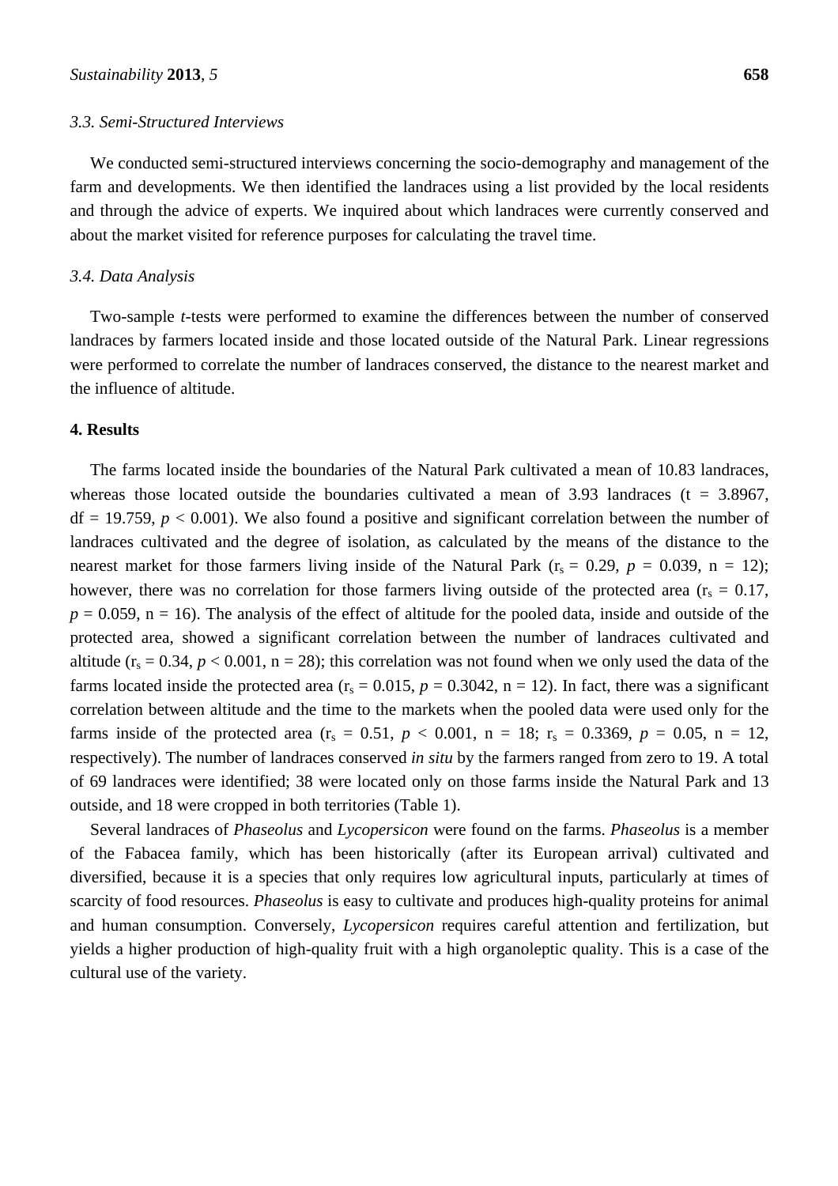### 3.3. Semi-Structured Interviews

We conducted semi-structured interviews concerning the socio-demography and management of the farm and developments. We then identified the landraces using a list provided by the local residents and through the advice of experts. We inquired about which landraces were currently conserved and about the market visited for reference purposes for calculating the travel time.

### 3.4. Data Analysis

Two-sample *t*-tests were performed to examine the differences between the number of conserved landraces by farmers located inside and those located outside of the Natural Park. Linear regressions were performed to correlate the number of landraces conserved, the distance to the nearest market and the influence of altitude.

## 4. Results

The farms located inside the boundaries of the Natural Park cultivated a mean of 10.83 landraces, whereas those located outside the boundaries cultivated a mean of 3.93 landraces (t = 3.8967, df = 19.759, $p < 0.001$). We also found a positive and significant correlation between the number of landraces cultivated and the degree of isolation, as calculated by the means of the distance to the nearest market for those farmers living inside of the Natural Park ($r_s = 0.29$, $p = 0.039$, n = 12); however, there was no correlation for those farmers living outside of the protected area ($r_s = 0.17$, $p = 0.059$, n = 16). The analysis of the effect of altitude for the pooled data, inside and outside of the protected area, showed a significant correlation between the number of landraces cultivated and altitude ($r_s = 0.34$, $p < 0.001$, n = 28); this correlation was not found when we only used the data of the farms located inside the protected area ($r_s = 0.015$, $p = 0.3042$, n = 12). In fact, there was a significant correlation between altitude and the time to the markets when the pooled data were used only for the farms inside of the protected area ($r_s = 0.51$, $p < 0.001$, n = 18; $r_s = 0.3369$, $p = 0.05$, n = 12, respectively). The number of landraces conserved *in situ* by the farmers ranged from zero to 19. A total of 69 landraces were identified; 38 were located only on those farms inside the Natural Park and 13 outside, and 18 were cropped in both territories (Table 1).

Several landraces of *Phaseolus* and *Lycopersicon* were found on the farms. *Phaseolus* is a member of the Fabacea family, which has been historically (after its European arrival) cultivated and diversified, because it is a species that only requires low agricultural inputs, particularly at times of scarcity of food resources. *Phaseolus* is easy to cultivate and produces high-quality proteins for animal and human consumption. Conversely, *Lycopersicon* requires careful attention and fertilization, but yields a higher production of high-quality fruit with a high organoleptic quality. This is a case of the cultural use of the variety.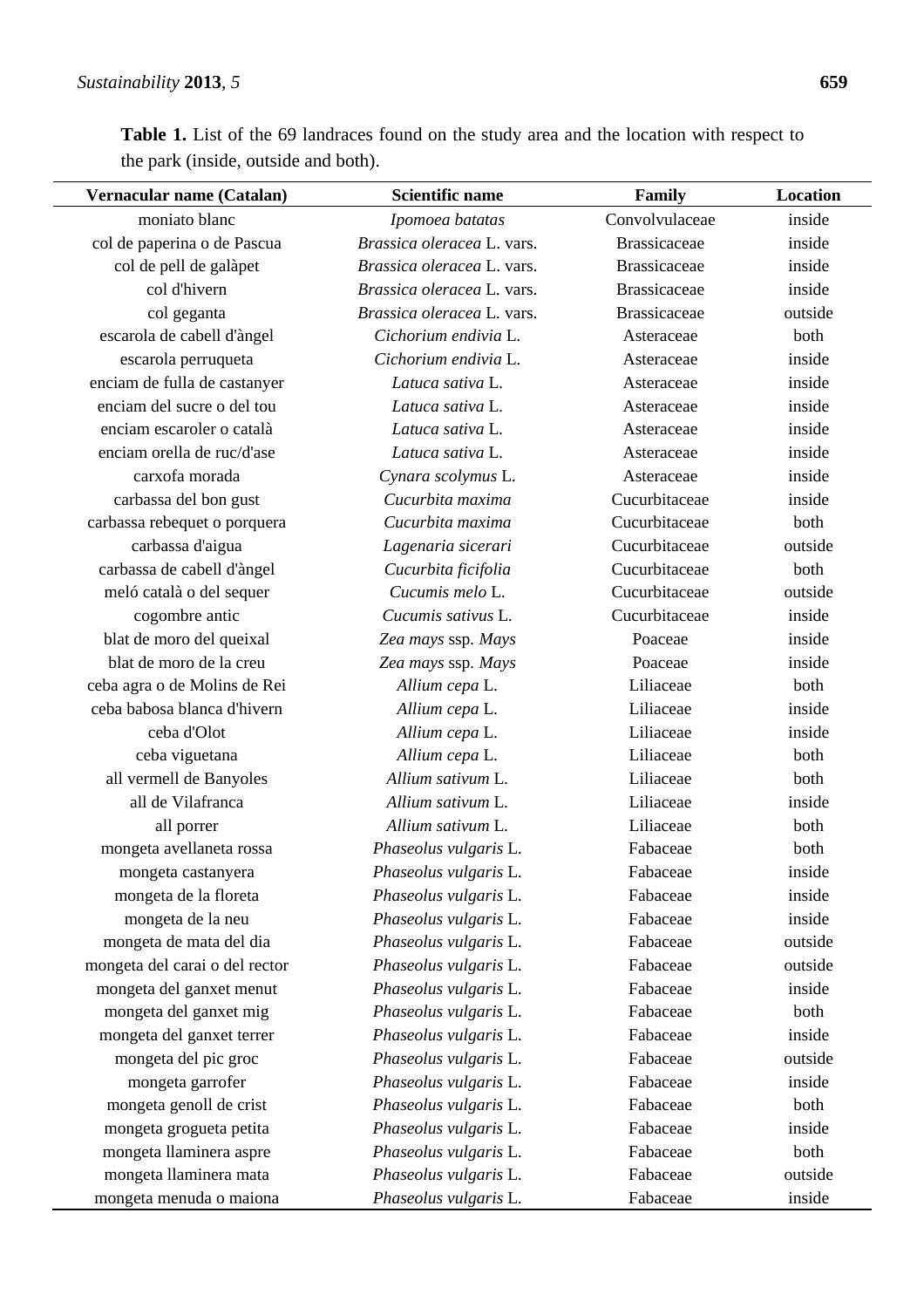**Table 1.** List of the 69 landraces found on the study area and the location with respect to the park (inside, outside and both).

| Vernacular name (Catalan) | Scientific name | Family | Location |
|---|---|---|---|
| moniato blanc | *Ipomoea batatas* | Convolvulaceae | inside |
| col de paperina o de Pascua | *Brassica oleracea* L. vars. | Brassicaceae | inside |
| col de pell de galàpet | *Brassica oleracea* L. vars. | Brassicaceae | inside |
| col d'hivern | *Brassica oleracea* L. vars. | Brassicaceae | inside |
| col geganta | *Brassica oleracea* L. vars. | Brassicaceae | outside |
| escarola de cabell d'àngel | *Cichorium endivia* L. | Asteraceae | both |
| escarola perruqueta | *Cichorium endivia* L. | Asteraceae | inside |
| enciam de fulla de castanyer | *Latuca sativa* L. | Asteraceae | inside |
| enciam del sucre o del tou | *Latuca sativa* L. | Asteraceae | inside |
| enciam escaroler o català | *Latuca sativa* L. | Asteraceae | inside |
| enciam orella de ruc/d'ase | *Latuca sativa* L. | Asteraceae | inside |
| carxofa morada | *Cynara scolymus* L. | Asteraceae | inside |
| carbassa del bon gust | *Cucurbita maxima* | Cucurbitaceae | inside |
| carbassa rebequet o porquera | *Cucurbita maxima* | Cucurbitaceae | both |
| carbassa d'aigua | *Lagenaria sicerari* | Cucurbitaceae | outside |
| carbassa de cabell d'àngel | *Cucurbita ficifolia* | Cucurbitaceae | both |
| meló català o del sequer | *Cucumis melo* L. | Cucurbitaceae | outside |
| cogombre antic | *Cucumis sativus* L. | Cucurbitaceae | inside |
| blat de moro del queixal | *Zea mays* ssp. *Mays* | Poaceae | inside |
| blat de moro de la creu | *Zea mays* ssp. *Mays* | Poaceae | inside |
| ceba agra o de Molins de Rei | *Allium cepa* L. | Liliaceae | both |
| ceba babosa blanca d'hivern | *Allium cepa* L. | Liliaceae | inside |
| ceba d'Olot | *Allium cepa* L. | Liliaceae | inside |
| ceba viguetana | *Allium cepa* L. | Liliaceae | both |
| all vermell de Banyoles | *Allium sativum* L. | Liliaceae | both |
| all de Vilafranca | *Allium sativum* L. | Liliaceae | inside |
| all porrer | *Allium sativum* L. | Liliaceae | both |
| mongeta avellaneta rossa | *Phaseolus vulgaris* L. | Fabaceae | both |
| mongeta castanyera | *Phaseolus vulgaris* L. | Fabaceae | inside |
| mongeta de la floreta | *Phaseolus vulgaris* L. | Fabaceae | inside |
| mongeta de la neu | *Phaseolus vulgaris* L. | Fabaceae | inside |
| mongeta de mata del dia | *Phaseolus vulgaris* L. | Fabaceae | outside |
| mongeta del carai o del rector | *Phaseolus vulgaris* L. | Fabaceae | outside |
| mongeta del ganxet menut | *Phaseolus vulgaris* L. | Fabaceae | inside |
| mongeta del ganxet mig | *Phaseolus vulgaris* L. | Fabaceae | both |
| mongeta del ganxet terrer | *Phaseolus vulgaris* L. | Fabaceae | inside |
| mongeta del pic groc | *Phaseolus vulgaris* L. | Fabaceae | outside |
| mongeta garrofer | *Phaseolus vulgaris* L. | Fabaceae | inside |
| mongeta genoll de crist | *Phaseolus vulgaris* L. | Fabaceae | both |
| mongeta grogueta petita | *Phaseolus vulgaris* L. | Fabaceae | inside |
| mongeta llaminera aspre | *Phaseolus vulgaris* L. | Fabaceae | both |
| mongeta llaminera mata | *Phaseolus vulgaris* L. | Fabaceae | outside |
| mongeta menuda o maiona | *Phaseolus vulgaris* L. | Fabaceae | inside |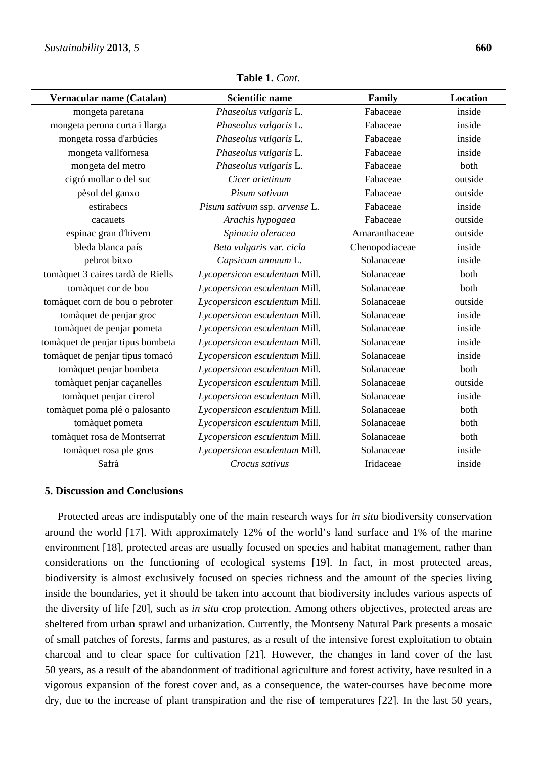**Table 1.** *Cont.*

| Vernacular name (Catalan) | Scientific name | Family | Location |
|---|---|---|---|
| mongeta paretana | *Phaseolus vulgaris* L. | Fabaceae | inside |
| mongeta perona curta i llarga | *Phaseolus vulgaris* L. | Fabaceae | inside |
| mongeta rossa d'arbúcies | *Phaseolus vulgaris* L. | Fabaceae | inside |
| mongeta vallfornesa | *Phaseolus vulgaris* L. | Fabaceae | inside |
| mongeta del metro | *Phaseolus vulgaris* L. | Fabaceae | both |
| cigró mollar o del suc | *Cicer arietinum* | Fabaceae | outside |
| pèsol del ganxo | *Pisum sativum* | Fabaceae | outside |
| estirabecs | *Pisum sativum* ssp. *arvense* L. | Fabaceae | inside |
| cacauets | *Arachis hypogaea* | Fabaceae | outside |
| espinac gran d'hivern | *Spinacia oleracea* | Amaranthaceae | outside |
| bleda blanca país | *Beta vulgaris* var. *cicla* | Chenopodiaceae | inside |
| pebrot bitxo | *Capsicum annuum* L. | Solanaceae | inside |
| tomàquet 3 caires tardà de Riells | *Lycopersicon esculentum* Mill. | Solanaceae | both |
| tomàquet cor de bou | *Lycopersicon esculentum* Mill. | Solanaceae | both |
| tomàquet corn de bou o pebroter | *Lycopersicon esculentum* Mill. | Solanaceae | outside |
| tomàquet de penjar groc | *Lycopersicon esculentum* Mill. | Solanaceae | inside |
| tomàquet de penjar pometa | *Lycopersicon esculentum* Mill. | Solanaceae | inside |
| tomàquet de penjar tipus bombeta | *Lycopersicon esculentum* Mill. | Solanaceae | inside |
| tomàquet de penjar tipus tomacó | *Lycopersicon esculentum* Mill. | Solanaceae | inside |
| tomàquet penjar bombeta | *Lycopersicon esculentum* Mill. | Solanaceae | both |
| tomàquet penjar caçanelles | *Lycopersicon esculentum* Mill. | Solanaceae | outside |
| tomàquet penjar cirerol | *Lycopersicon esculentum* Mill. | Solanaceae | inside |
| tomàquet poma plé o palosanto | *Lycopersicon esculentum* Mill. | Solanaceae | both |
| tomàquet pometa | *Lycopersicon esculentum* Mill. | Solanaceae | both |
| tomàquet rosa de Montserrat | *Lycopersicon esculentum* Mill. | Solanaceae | both |
| tomàquet rosa ple gros | *Lycopersicon esculentum* Mill. | Solanaceae | inside |
| Safrà | *Crocus sativus* | Iridaceae | inside |

## 5. Discussion and Conclusions

Protected areas are indisputably one of the main research ways for *in situ* biodiversity conservation around the world [17]. With approximately 12% of the world's land surface and 1% of the marine environment [18], protected areas are usually focused on species and habitat management, rather than considerations on the functioning of ecological systems [19]. In fact, in most protected areas, biodiversity is almost exclusively focused on species richness and the amount of the species living inside the boundaries, yet it should be taken into account that biodiversity includes various aspects of the diversity of life [20], such as *in situ* crop protection. Among others objectives, protected areas are sheltered from urban sprawl and urbanization. Currently, the Montseny Natural Park presents a mosaic of small patches of forests, farms and pastures, as a result of the intensive forest exploitation to obtain charcoal and to clear space for cultivation [21]. However, the changes in land cover of the last 50 years, as a result of the abandonment of traditional agriculture and forest activity, have resulted in a vigorous expansion of the forest cover and, as a consequence, the water-courses have become more dry, due to the increase of plant transpiration and the rise of temperatures [22]. In the last 50 years,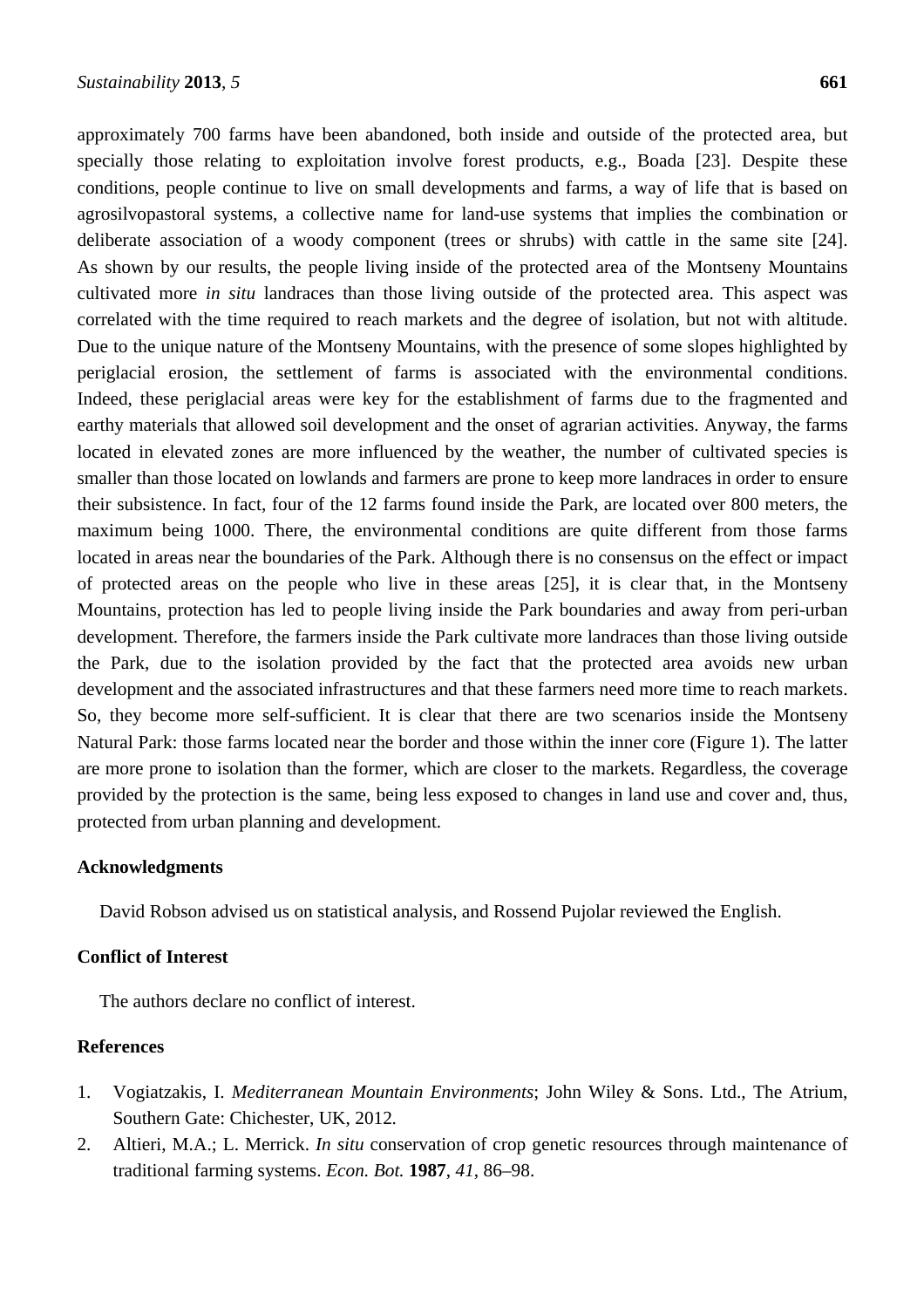approximately 700 farms have been abandoned, both inside and outside of the protected area, but specially those relating to exploitation involve forest products, e.g., Boada [23]. Despite these conditions, people continue to live on small developments and farms, a way of life that is based on agrosilvopastoral systems, a collective name for land-use systems that implies the combination or deliberate association of a woody component (trees or shrubs) with cattle in the same site [24]. As shown by our results, the people living inside of the protected area of the Montseny Mountains cultivated more *in situ* landraces than those living outside of the protected area. This aspect was correlated with the time required to reach markets and the degree of isolation, but not with altitude. Due to the unique nature of the Montseny Mountains, with the presence of some slopes highlighted by periglacial erosion, the settlement of farms is associated with the environmental conditions. Indeed, these periglacial areas were key for the establishment of farms due to the fragmented and earthy materials that allowed soil development and the onset of agrarian activities. Anyway, the farms located in elevated zones are more influenced by the weather, the number of cultivated species is smaller than those located on lowlands and farmers are prone to keep more landraces in order to ensure their subsistence. In fact, four of the 12 farms found inside the Park, are located over 800 meters, the maximum being 1000. There, the environmental conditions are quite different from those farms located in areas near the boundaries of the Park. Although there is no consensus on the effect or impact of protected areas on the people who live in these areas [25], it is clear that, in the Montseny Mountains, protection has led to people living inside the Park boundaries and away from peri-urban development. Therefore, the farmers inside the Park cultivate more landraces than those living outside the Park, due to the isolation provided by the fact that the protected area avoids new urban development and the associated infrastructures and that these farmers need more time to reach markets. So, they become more self-sufficient. It is clear that there are two scenarios inside the Montseny Natural Park: those farms located near the border and those within the inner core (Figure 1). The latter are more prone to isolation than the former, which are closer to the markets. Regardless, the coverage provided by the protection is the same, being less exposed to changes in land use and cover and, thus, protected from urban planning and development.

## Acknowledgments

David Robson advised us on statistical analysis, and Rossend Pujolar reviewed the English.

## Conflict of Interest

The authors declare no conflict of interest.

## References

1. Vogiatzakis, I. *Mediterranean Mountain Environments*; John Wiley & Sons. Ltd., The Atrium, Southern Gate: Chichester, UK, 2012.
2. Altieri, M.A.; L. Merrick. *In situ* conservation of crop genetic resources through maintenance of traditional farming systems. *Econ. Bot.* **1987**, *41*, 86–98.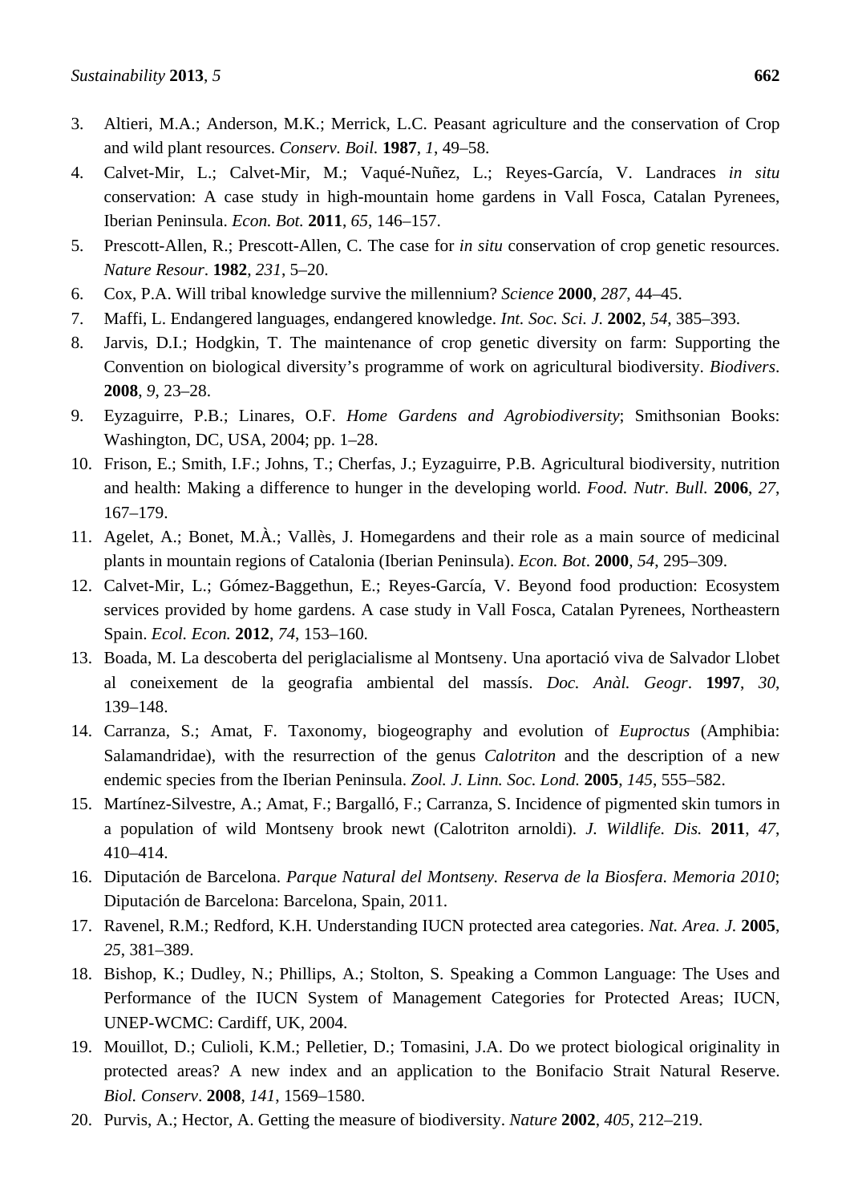3. Altieri, M.A.; Anderson, M.K.; Merrick, L.C. Peasant agriculture and the conservation of Crop and wild plant resources. *Conserv. Boil.* **1987**, *1*, 49–58.
4. Calvet-Mir, L.; Calvet-Mir, M.; Vaqué-Nuñez, L.; Reyes-García, V. Landraces *in situ* conservation: A case study in high-mountain home gardens in Vall Fosca, Catalan Pyrenees, Iberian Peninsula. *Econ. Bot.* **2011**, *65*, 146–157.
5. Prescott-Allen, R.; Prescott-Allen, C. The case for *in situ* conservation of crop genetic resources. *Nature Resour*. **1982**, *231*, 5–20.
6. Cox, P.A. Will tribal knowledge survive the millennium? *Science* **2000**, *287*, 44–45.
7. Maffi, L. Endangered languages, endangered knowledge. *Int. Soc. Sci. J.* **2002**, *54*, 385–393.
8. Jarvis, D.I.; Hodgkin, T. The maintenance of crop genetic diversity on farm: Supporting the Convention on biological diversity's programme of work on agricultural biodiversity. *Biodivers*. **2008**, *9*, 23–28.
9. Eyzaguirre, P.B.; Linares, O.F. *Home Gardens and Agrobiodiversity*; Smithsonian Books: Washington, DC, USA, 2004; pp. 1–28.
10. Frison, E.; Smith, I.F.; Johns, T.; Cherfas, J.; Eyzaguirre, P.B. Agricultural biodiversity, nutrition and health: Making a difference to hunger in the developing world. *Food. Nutr. Bull.* **2006**, *27*, 167–179.
11. Agelet, A.; Bonet, M.À.; Vallès, J. Homegardens and their role as a main source of medicinal plants in mountain regions of Catalonia (Iberian Peninsula). *Econ. Bot*. **2000**, *54*, 295–309.
12. Calvet-Mir, L.; Gómez-Baggethun, E.; Reyes-García, V. Beyond food production: Ecosystem services provided by home gardens. A case study in Vall Fosca, Catalan Pyrenees, Northeastern Spain. *Ecol. Econ.* **2012**, *74*, 153–160.
13. Boada, M. La descoberta del periglacialisme al Montseny. Una aportació viva de Salvador Llobet al coneixement de la geografia ambiental del massís. *Doc. Anàl. Geogr*. **1997**, *30*, 139–148.
14. Carranza, S.; Amat, F. Taxonomy, biogeography and evolution of *Euproctus* (Amphibia: Salamandridae), with the resurrection of the genus *Calotriton* and the description of a new endemic species from the Iberian Peninsula. *Zool. J. Linn. Soc. Lond.* **2005**, *145*, 555–582.
15. Martínez-Silvestre, A.; Amat, F.; Bargalló, F.; Carranza, S. Incidence of pigmented skin tumors in a population of wild Montseny brook newt (Calotriton arnoldi). *J. Wildlife. Dis.* **2011**, *47*, 410–414.
16. Diputación de Barcelona. *Parque Natural del Montseny. Reserva de la Biosfera. Memoria 2010*; Diputación de Barcelona: Barcelona, Spain, 2011.
17. Ravenel, R.M.; Redford, K.H. Understanding IUCN protected area categories. *Nat. Area. J.* **2005**, *25*, 381–389.
18. Bishop, K.; Dudley, N.; Phillips, A.; Stolton, S. Speaking a Common Language: The Uses and Performance of the IUCN System of Management Categories for Protected Areas; IUCN, UNEP-WCMC: Cardiff, UK, 2004.
19. Mouillot, D.; Culioli, K.M.; Pelletier, D.; Tomasini, J.A. Do we protect biological originality in protected areas? A new index and an application to the Bonifacio Strait Natural Reserve. *Biol. Conserv*. **2008**, *141*, 1569–1580.
20. Purvis, A.; Hector, A. Getting the measure of biodiversity. *Nature* **2002**, *405*, 212–219.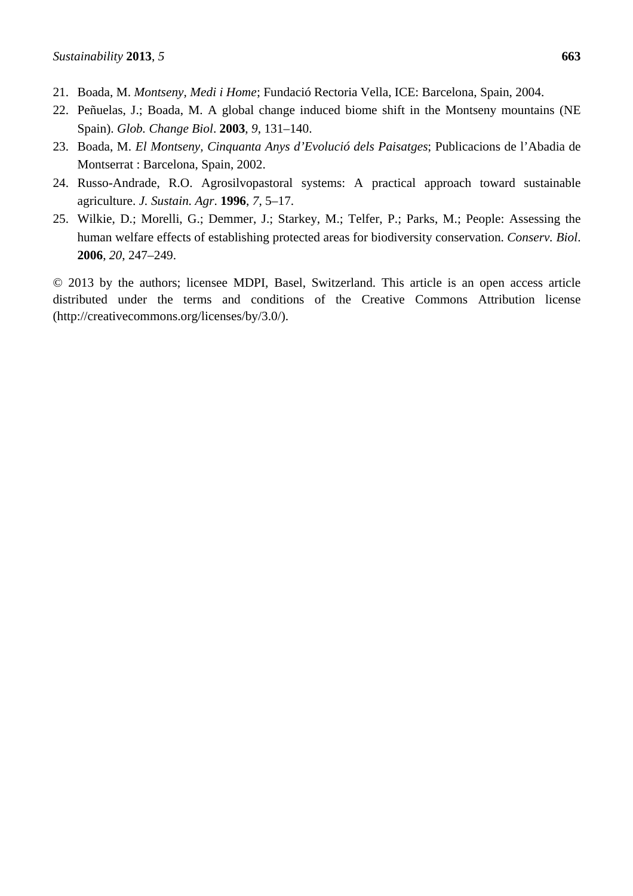21. Boada, M. *Montseny, Medi i Home*; Fundació Rectoria Vella, ICE: Barcelona, Spain, 2004.
22. Peñuelas, J.; Boada, M. A global change induced biome shift in the Montseny mountains (NE Spain). *Glob. Change Biol*. **2003**, *9*, 131–140.
23. Boada, M. *El Montseny, Cinquanta Anys d'Evolució dels Paisatges*; Publicacions de l'Abadia de Montserrat : Barcelona, Spain, 2002.
24. Russo-Andrade, R.O. Agrosilvopastoral systems: A practical approach toward sustainable agriculture. *J. Sustain. Agr*. **1996**, *7*, 5–17.
25. Wilkie, D.; Morelli, G.; Demmer, J.; Starkey, M.; Telfer, P.; Parks, M.; People: Assessing the human welfare effects of establishing protected areas for biodiversity conservation. *Conserv. Biol*. **2006**, *20*, 247–249.

© 2013 by the authors; licensee MDPI, Basel, Switzerland. This article is an open access article distributed under the terms and conditions of the Creative Commons Attribution license (http://creativecommons.org/licenses/by/3.0/).